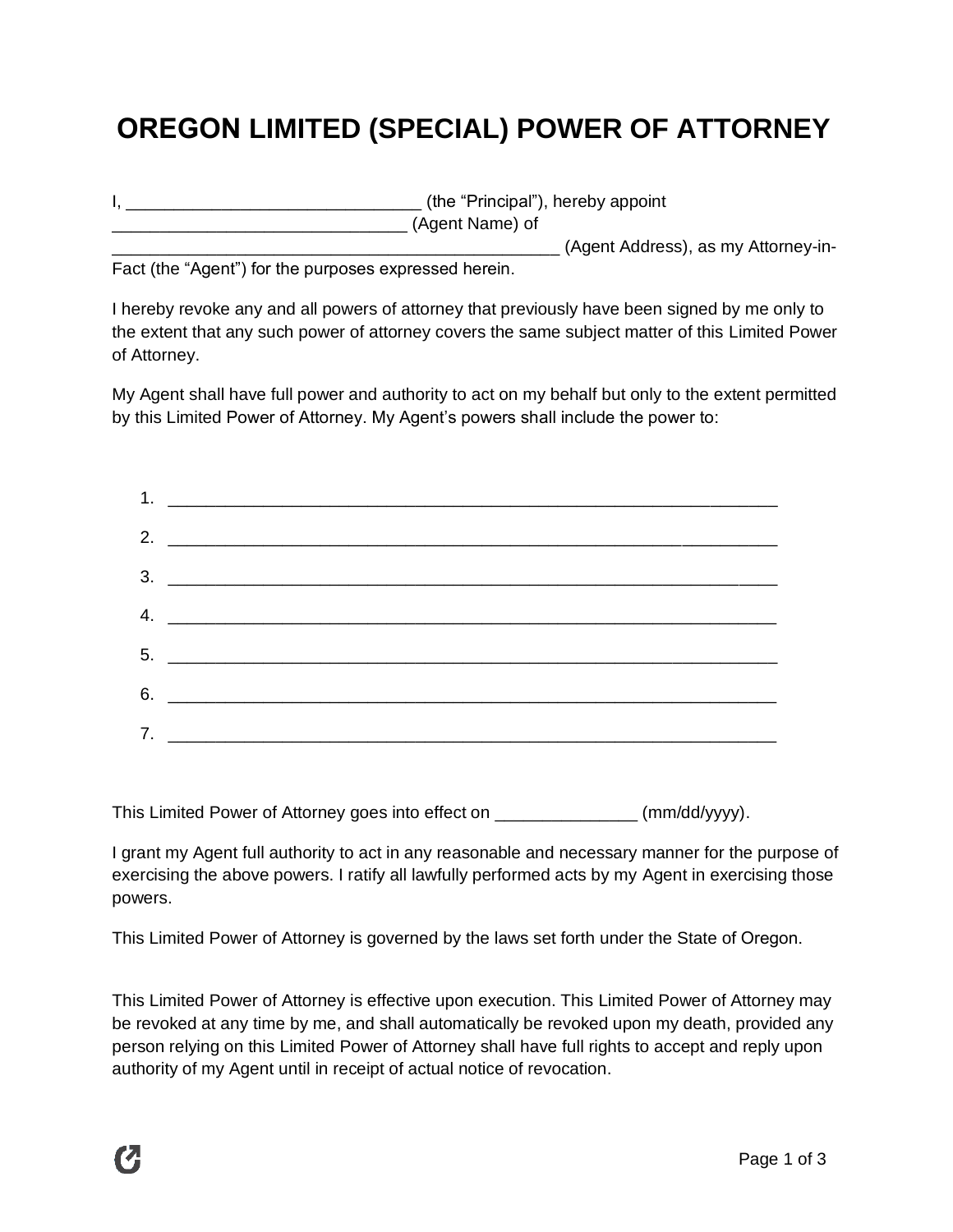# OREGON LIMITED (SPECIAL) POWER OF ATTORNEY

I, _______________________________ (the "Principal"), hereby appoint _______________________________ (Agent Name) of _______________________________________________ (Agent Address), as my Attorney-in-Fact (the "Agent") for the purposes expressed herein.

I hereby revoke any and all powers of attorney that previously have been signed by me only to the extent that any such power of attorney covers the same subject matter of this Limited Power of Attorney.

My Agent shall have full power and authority to act on my behalf but only to the extent permitted by this Limited Power of Attorney. My Agent's powers shall include the power to:

1. _________________________________________________________________
2. _________________________________________________________________
3. _________________________________________________________________
4. _________________________________________________________________
5. _________________________________________________________________
6. _________________________________________________________________
7. _________________________________________________________________

This Limited Power of Attorney goes into effect on _______________ (mm/dd/yyyy).

I grant my Agent full authority to act in any reasonable and necessary manner for the purpose of exercising the above powers. I ratify all lawfully performed acts by my Agent in exercising those powers.

This Limited Power of Attorney is governed by the laws set forth under the State of Oregon.

This Limited Power of Attorney is effective upon execution. This Limited Power of Attorney may be revoked at any time by me, and shall automatically be revoked upon my death, provided any person relying on this Limited Power of Attorney shall have full rights to accept and reply upon authority of my Agent until in receipt of actual notice of revocation.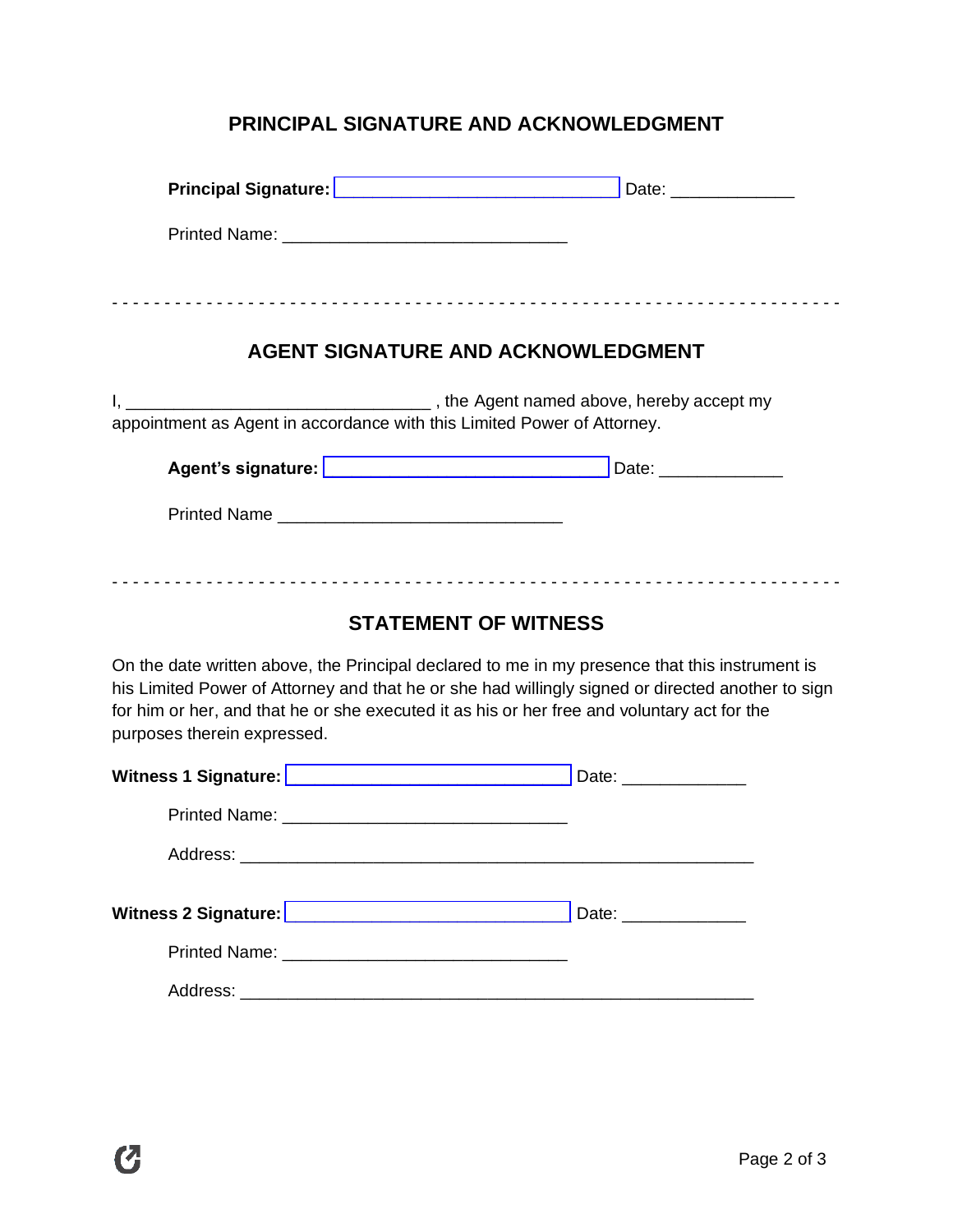## PRINCIPAL SIGNATURE AND ACKNOWLEDGMENT

**Principal Signature:** ______________________________ Date: _____________

Printed Name: ______________________________

- - - - - - - - - - - - - - - - - - - - - - - - - - - - - - - - - - - - - - - - - - - - - - - - - - - - - - - - - - - - - - - - -

## AGENT SIGNATURE AND ACKNOWLEDGMENT

I, ________________________________ , the Agent named above, hereby accept my appointment as Agent in accordance with this Limited Power of Attorney.

**Agent's signature:** ______________________________ Date: _____________

Printed Name ______________________________

- - - - - - - - - - - - - - - - - - - - - - - - - - - - - - - - - - - - - - - - - - - - - - - - - - - - - - - - - - - - - - - - -

## STATEMENT OF WITNESS

On the date written above, the Principal declared to me in my presence that this instrument is his Limited Power of Attorney and that he or she had willingly signed or directed another to sign for him or her, and that he or she executed it as his or her free and voluntary act for the purposes therein expressed.

**Witness 1 Signature:** ______________________________ Date: _____________

Printed Name: ______________________________

Address: ______________________________________________________

**Witness 2 Signature:** ______________________________ Date: _____________

Printed Name: ______________________________

Address: ______________________________________________________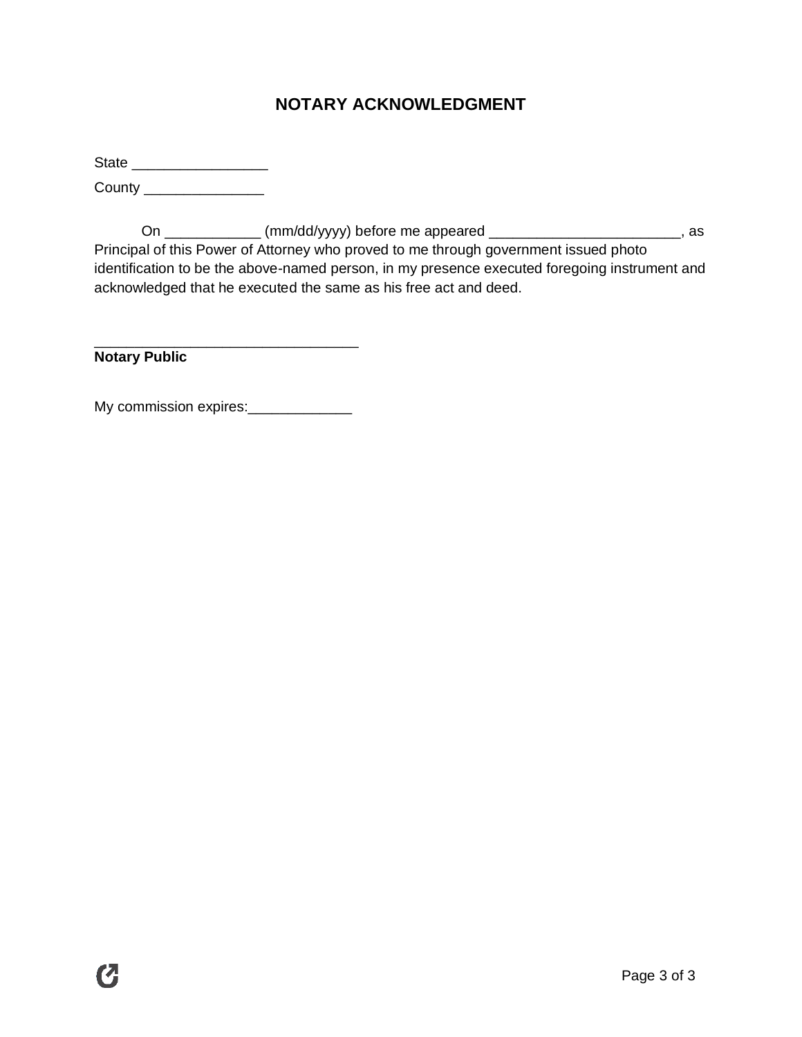# NOTARY ACKNOWLEDGMENT

State _________________

County _______________

On ____________ (mm/dd/yyyy) before me appeared ________________________, as Principal of this Power of Attorney who proved to me through government issued photo identification to be the above-named person, in my presence executed foregoing instrument and acknowledged that he executed the same as his free act and deed.

_________________________________

**Notary Public**

My commission expires:_____________